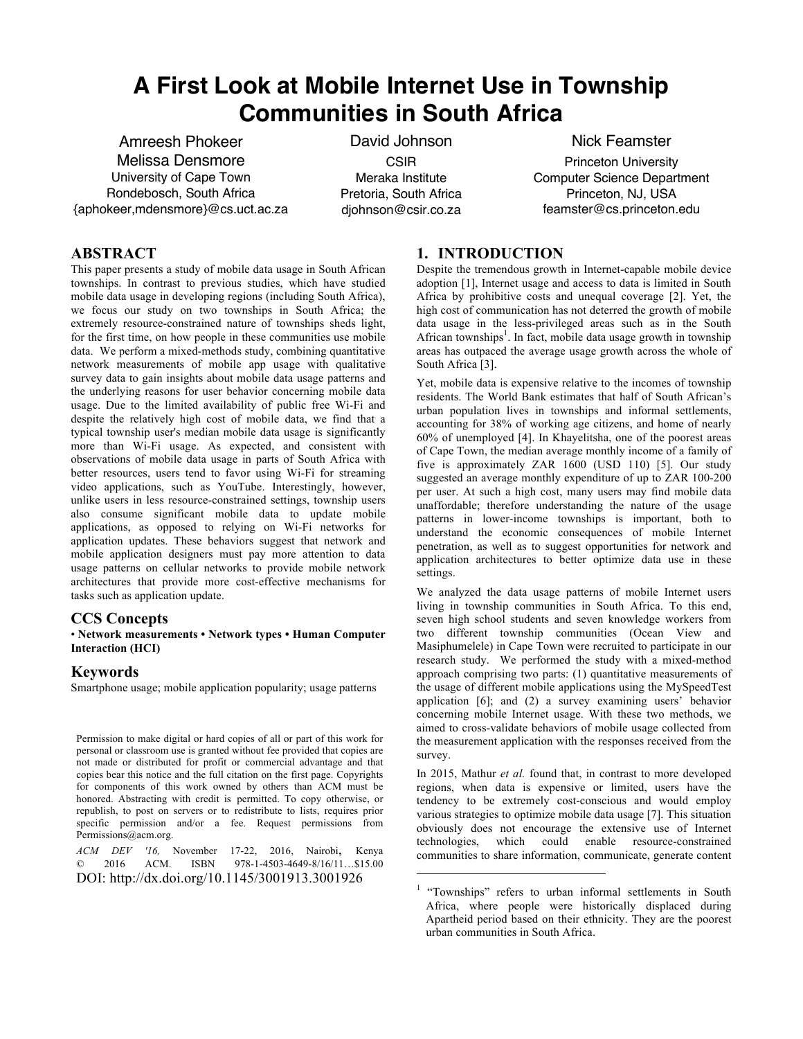# A First Look at Mobile Internet Use in Township Communities in South Africa

Amreesh Phokeer
Melissa Densmore
University of Cape Town
Rondebosch, South Africa
{aphokeer,mdensmore}@cs.uct.ac.za

David Johnson
CSIR
Meraka Institute
Pretoria, South Africa
djohnson@csir.co.za

Nick Feamster
Princeton University
Computer Science Department
Princeton, NJ, USA
feamster@cs.princeton.edu

## ABSTRACT

This paper presents a study of mobile data usage in South African townships. In contrast to previous studies, which have studied mobile data usage in developing regions (including South Africa), we focus our study on two townships in South Africa; the extremely resource-constrained nature of townships sheds light, for the first time, on how people in these communities use mobile data. We perform a mixed-methods study, combining quantitative network measurements of mobile app usage with qualitative survey data to gain insights about mobile data usage patterns and the underlying reasons for user behavior concerning mobile data usage. Due to the limited availability of public free Wi-Fi and despite the relatively high cost of mobile data, we find that a typical township user's median mobile data usage is significantly more than Wi-Fi usage. As expected, and consistent with observations of mobile data usage in parts of South Africa with better resources, users tend to favor using Wi-Fi for streaming video applications, such as YouTube. Interestingly, however, unlike users in less resource-constrained settings, township users also consume significant mobile data to update mobile applications, as opposed to relying on Wi-Fi networks for application updates. These behaviors suggest that network and mobile application designers must pay more attention to data usage patterns on cellular networks to provide mobile network architectures that provide more cost-effective mechanisms for tasks such as application update.

### CCS Concepts

• **Network measurements • Network types • Human Computer Interaction (HCI)**

### Keywords

Smartphone usage; mobile application popularity; usage patterns

Permission to make digital or hard copies of all or part of this work for personal or classroom use is granted without fee provided that copies are not made or distributed for profit or commercial advantage and that copies bear this notice and the full citation on the first page. Copyrights for components of this work owned by others than ACM must be honored. Abstracting with credit is permitted. To copy otherwise, or republish, to post on servers or to redistribute to lists, requires prior specific permission and/or a fee. Request permissions from Permissions@acm.org.

*ACM DEV '16,* November 17-22, 2016, Nairobi, Kenya
© 2016 ACM. ISBN 978-1-4503-4649-8/16/11…$15.00
DOI: http://dx.doi.org/10.1145/3001913.3001926

## 1. INTRODUCTION

Despite the tremendous growth in Internet-capable mobile device adoption [1], Internet usage and access to data is limited in South Africa by prohibitive costs and unequal coverage [2]. Yet, the high cost of communication has not deterred the growth of mobile data usage in the less-privileged areas such as in the South African townships[1]. In fact, mobile data usage growth in township areas has outpaced the average usage growth across the whole of South Africa [3].

Yet, mobile data is expensive relative to the incomes of township residents. The World Bank estimates that half of South African's urban population lives in townships and informal settlements, accounting for 38% of working age citizens, and home of nearly 60% of unemployed [4]. In Khayelitsha, one of the poorest areas of Cape Town, the median average monthly income of a family of five is approximately ZAR 1600 (USD 110) [5]. Our study suggested an average monthly expenditure of up to ZAR 100-200 per user. At such a high cost, many users may find mobile data unaffordable; therefore understanding the nature of the usage patterns in lower-income townships is important, both to understand the economic consequences of mobile Internet penetration, as well as to suggest opportunities for network and application architectures to better optimize data use in these settings.

We analyzed the data usage patterns of mobile Internet users living in township communities in South Africa. To this end, seven high school students and seven knowledge workers from two different township communities (Ocean View and Masiphumelele) in Cape Town were recruited to participate in our research study. We performed the study with a mixed-method approach comprising two parts: (1) quantitative measurements of the usage of different mobile applications using the MySpeedTest application [6]; and (2) a survey examining users' behavior concerning mobile Internet usage. With these two methods, we aimed to cross-validate behaviors of mobile usage collected from the measurement application with the responses received from the survey.

In 2015, Mathur *et al.* found that, in contrast to more developed regions, when data is expensive or limited, users have the tendency to be extremely cost-conscious and would employ various strategies to optimize mobile data usage [7]. This situation obviously does not encourage the extensive use of Internet technologies, which could enable resource-constrained communities to share information, communicate, generate content

[1] "Townships" refers to urban informal settlements in South Africa, where people were historically displaced during Apartheid period based on their ethnicity. They are the poorest urban communities in South Africa.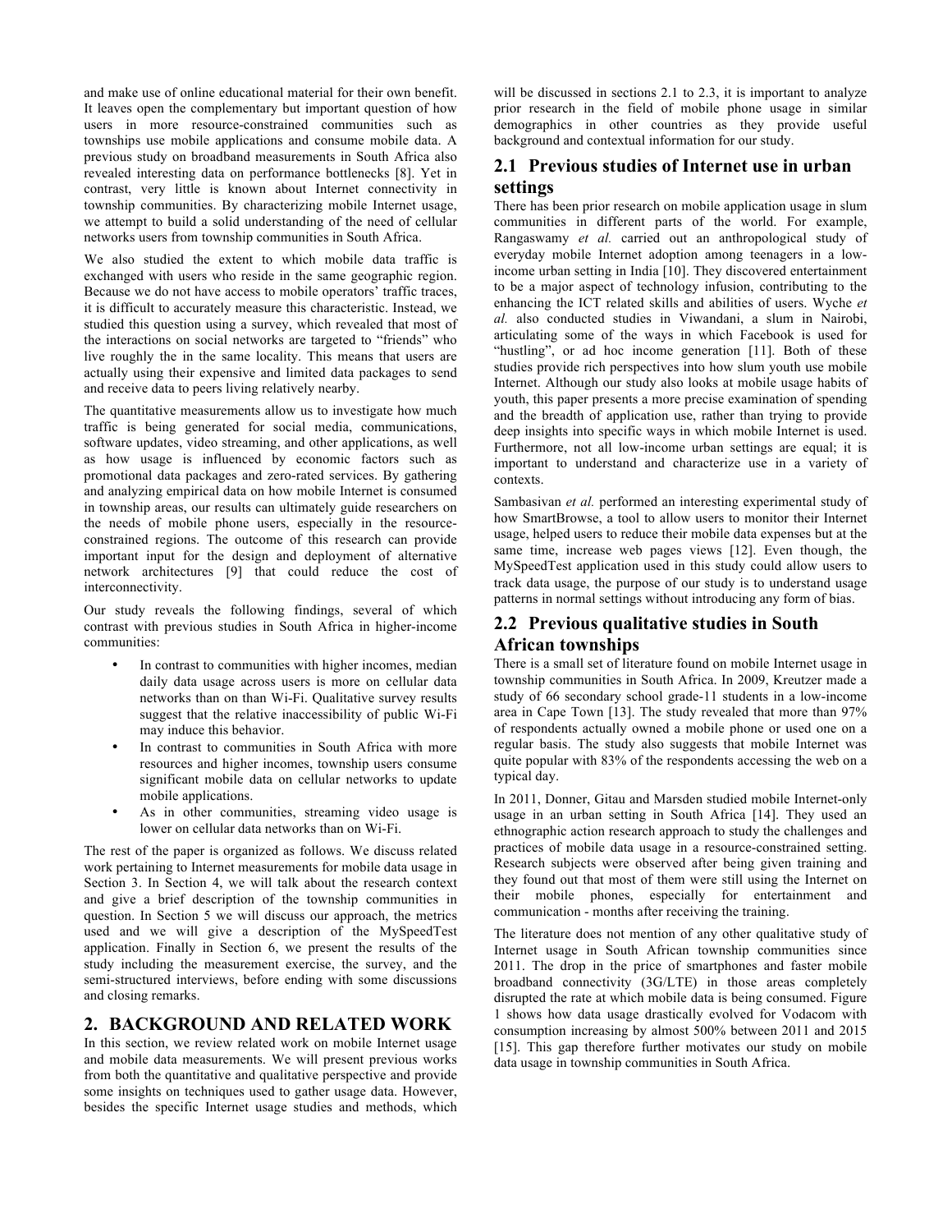and make use of online educational material for their own benefit. It leaves open the complementary but important question of how users in more resource-constrained communities such as townships use mobile applications and consume mobile data. A previous study on broadband measurements in South Africa also revealed interesting data on performance bottlenecks [8]. Yet in contrast, very little is known about Internet connectivity in township communities. By characterizing mobile Internet usage, we attempt to build a solid understanding of the need of cellular networks users from township communities in South Africa.

We also studied the extent to which mobile data traffic is exchanged with users who reside in the same geographic region. Because we do not have access to mobile operators' traffic traces, it is difficult to accurately measure this characteristic. Instead, we studied this question using a survey, which revealed that most of the interactions on social networks are targeted to "friends" who live roughly the in the same locality. This means that users are actually using their expensive and limited data packages to send and receive data to peers living relatively nearby.

The quantitative measurements allow us to investigate how much traffic is being generated for social media, communications, software updates, video streaming, and other applications, as well as how usage is influenced by economic factors such as promotional data packages and zero-rated services. By gathering and analyzing empirical data on how mobile Internet is consumed in township areas, our results can ultimately guide researchers on the needs of mobile phone users, especially in the resource-constrained regions. The outcome of this research can provide important input for the design and deployment of alternative network architectures [9] that could reduce the cost of interconnectivity.

Our study reveals the following findings, several of which contrast with previous studies in South Africa in higher-income communities:

- In contrast to communities with higher incomes, median daily data usage across users is more on cellular data networks than on than Wi-Fi. Qualitative survey results suggest that the relative inaccessibility of public Wi-Fi may induce this behavior.
- In contrast to communities in South Africa with more resources and higher incomes, township users consume significant mobile data on cellular networks to update mobile applications.
- As in other communities, streaming video usage is lower on cellular data networks than on Wi-Fi.

The rest of the paper is organized as follows. We discuss related work pertaining to Internet measurements for mobile data usage in Section 3. In Section 4, we will talk about the research context and give a brief description of the township communities in question. In Section 5 we will discuss our approach, the metrics used and we will give a description of the MySpeedTest application. Finally in Section 6, we present the results of the study including the measurement exercise, the survey, and the semi-structured interviews, before ending with some discussions and closing remarks.

## 2. BACKGROUND AND RELATED WORK

In this section, we review related work on mobile Internet usage and mobile data measurements. We will present previous works from both the quantitative and qualitative perspective and provide some insights on techniques used to gather usage data. However, besides the specific Internet usage studies and methods, which will be discussed in sections 2.1 to 2.3, it is important to analyze prior research in the field of mobile phone usage in similar demographics in other countries as they provide useful background and contextual information for our study.

### 2.1 Previous studies of Internet use in urban settings

There has been prior research on mobile application usage in slum communities in different parts of the world. For example, Rangaswamy *et al.* carried out an anthropological study of everyday mobile Internet adoption among teenagers in a low-income urban setting in India [10]. They discovered entertainment to be a major aspect of technology infusion, contributing to the enhancing the ICT related skills and abilities of users. Wyche *et al.* also conducted studies in Viwandani, a slum in Nairobi, articulating some of the ways in which Facebook is used for "hustling", or ad hoc income generation [11]. Both of these studies provide rich perspectives into how slum youth use mobile Internet. Although our study also looks at mobile usage habits of youth, this paper presents a more precise examination of spending and the breadth of application use, rather than trying to provide deep insights into specific ways in which mobile Internet is used. Furthermore, not all low-income urban settings are equal; it is important to understand and characterize use in a variety of contexts.

Sambasivan *et al.* performed an interesting experimental study of how SmartBrowse, a tool to allow users to monitor their Internet usage, helped users to reduce their mobile data expenses but at the same time, increase web pages views [12]. Even though, the MySpeedTest application used in this study could allow users to track data usage, the purpose of our study is to understand usage patterns in normal settings without introducing any form of bias.

### 2.2 Previous qualitative studies in South African townships

There is a small set of literature found on mobile Internet usage in township communities in South Africa. In 2009, Kreutzer made a study of 66 secondary school grade-11 students in a low-income area in Cape Town [13]. The study revealed that more than 97% of respondents actually owned a mobile phone or used one on a regular basis. The study also suggests that mobile Internet was quite popular with 83% of the respondents accessing the web on a typical day.

In 2011, Donner, Gitau and Marsden studied mobile Internet-only usage in an urban setting in South Africa [14]. They used an ethnographic action research approach to study the challenges and practices of mobile data usage in a resource-constrained setting. Research subjects were observed after being given training and they found out that most of them were still using the Internet on their mobile phones, especially for entertainment and communication - months after receiving the training.

The literature does not mention of any other qualitative study of Internet usage in South African township communities since 2011. The drop in the price of smartphones and faster mobile broadband connectivity (3G/LTE) in those areas completely disrupted the rate at which mobile data is being consumed. Figure 1 shows how data usage drastically evolved for Vodacom with consumption increasing by almost 500% between 2011 and 2015 [15]. This gap therefore further motivates our study on mobile data usage in township communities in South Africa.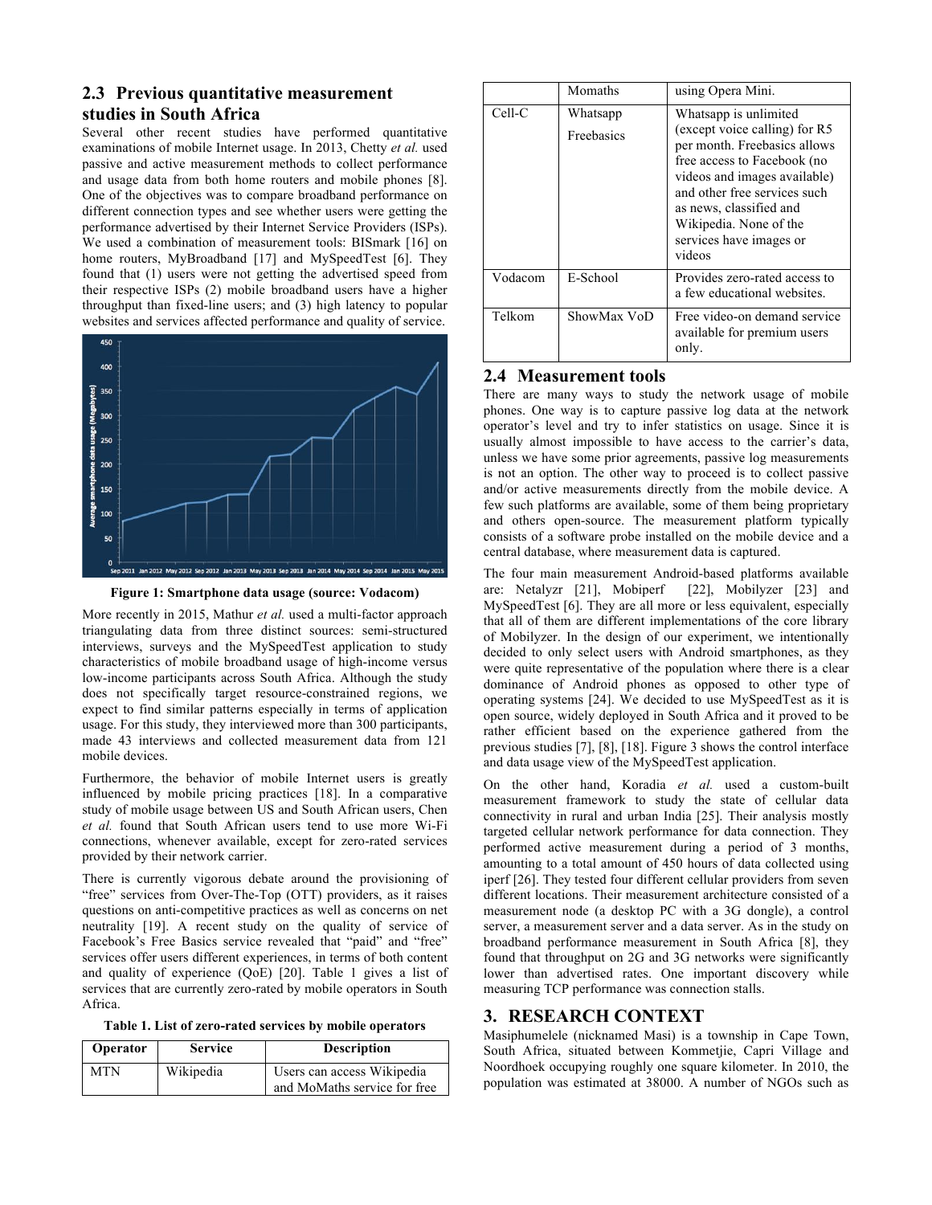## 2.3 Previous quantitative measurement studies in South Africa

Several other recent studies have performed quantitative examinations of mobile Internet usage. In 2013, Chetty *et al.* used passive and active measurement methods to collect performance and usage data from both home routers and mobile phones [8]. One of the objectives was to compare broadband performance on different connection types and see whether users were getting the performance advertised by their Internet Service Providers (ISPs). We used a combination of measurement tools: BISmark [16] on home routers, MyBroadband [17] and MySpeedTest [6]. They found that (1) users were not getting the advertised speed from their respective ISPs (2) mobile broadband users have a higher throughput than fixed-line users; and (3) high latency to popular websites and services affected performance and quality of service.

**Figure 1: Smartphone data usage (source: Vodacom)**

More recently in 2015, Mathur *et al.* used a multi-factor approach triangulating data from three distinct sources: semi-structured interviews, surveys and the MySpeedTest application to study characteristics of mobile broadband usage of high-income versus low-income participants across South Africa. Although the study does not specifically target resource-constrained regions, we expect to find similar patterns especially in terms of application usage. For this study, they interviewed more than 300 participants, made 43 interviews and collected measurement data from 121 mobile devices.

Furthermore, the behavior of mobile Internet users is greatly influenced by mobile pricing practices [18]. In a comparative study of mobile usage between US and South African users, Chen *et al.* found that South African users tend to use more Wi-Fi connections, whenever available, except for zero-rated services provided by their network carrier.

There is currently vigorous debate around the provisioning of "free" services from Over-The-Top (OTT) providers, as it raises questions on anti-competitive practices as well as concerns on net neutrality [19]. A recent study on the quality of service of Facebook's Free Basics service revealed that "paid" and "free" services offer users different experiences, in terms of both content and quality of experience (QoE) [20]. Table 1 gives a list of services that are currently zero-rated by mobile operators in South Africa.

**Table 1. List of zero-rated services by mobile operators**

| Operator | Service | Description |
|---|---|---|
| MTN | Wikipedia<br>Momaths | Users can access Wikipedia and MoMaths service for free using Opera Mini. |
| Cell-C | Whatsapp<br>Freebasics | Whatsapp is unlimited (except voice calling) for R5 per month. Freebasics allows free access to Facebook (no videos and images available) and other free services such as news, classified and Wikipedia. None of the services have images or videos |
| Vodacom | E-School | Provides zero-rated access to a few educational websites. |
| Telkom | ShowMax VoD | Free video-on demand service available for premium users only. |

## 2.4 Measurement tools

There are many ways to study the network usage of mobile phones. One way is to capture passive log data at the network operator's level and try to infer statistics on usage. Since it is usually almost impossible to have access to the carrier's data, unless we have some prior agreements, passive log measurements is not an option. The other way to proceed is to collect passive and/or active measurements directly from the mobile device. A few such platforms are available, some of them being proprietary and others open-source. The measurement platform typically consists of a software probe installed on the mobile device and a central database, where measurement data is captured.

The four main measurement Android-based platforms available are: Netalyzr [21], Mobiperf [22], Mobilyzer [23] and MySpeedTest [6]. They are all more or less equivalent, especially that all of them are different implementations of the core library of Mobilyzer. In the design of our experiment, we intentionally decided to only select users with Android smartphones, as they were quite representative of the population where there is a clear dominance of Android phones as opposed to other type of operating systems [24]. We decided to use MySpeedTest as it is open source, widely deployed in South Africa and it proved to be rather efficient based on the experience gathered from the previous studies [7], [8], [18]. Figure 3 shows the control interface and data usage view of the MySpeedTest application.

On the other hand, Koradia *et al.* used a custom-built measurement framework to study the state of cellular data connectivity in rural and urban India [25]. Their analysis mostly targeted cellular network performance for data connection. They performed active measurement during a period of 3 months, amounting to a total amount of 450 hours of data collected using iperf [26]. They tested four different cellular providers from seven different locations. Their measurement architecture consisted of a measurement node (a desktop PC with a 3G dongle), a control server, a measurement server and a data server. As in the study on broadband performance measurement in South Africa [8], they found that throughput on 2G and 3G networks were significantly lower than advertised rates. One important discovery while measuring TCP performance was connection stalls.

# 3. RESEARCH CONTEXT

Masiphumelele (nicknamed Masi) is a township in Cape Town, South Africa, situated between Kommetjie, Capri Village and Noordhoek occupying roughly one square kilometer. In 2010, the population was estimated at 38000. A number of NGOs such as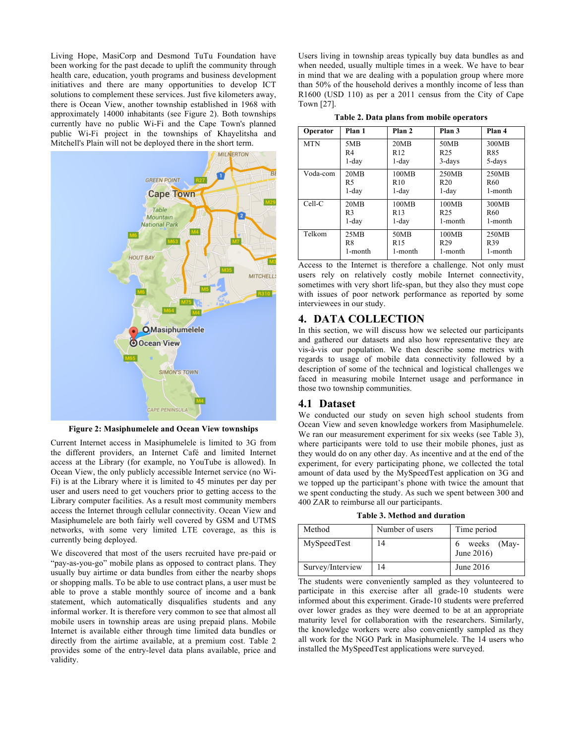Living Hope, MasiCorp and Desmond TuTu Foundation have been working for the past decade to uplift the community through health care, education, youth programs and business development initiatives and there are many opportunities to develop ICT solutions to complement these services. Just five kilometers away, there is Ocean View, another township established in 1968 with approximately 14000 inhabitants (see Figure 2). Both townships currently have no public Wi-Fi and the Cape Town's planned public Wi-Fi project in the townships of Khayelitsha and Mitchell's Plain will not be deployed there in the short term.

**Figure 2: Masiphumelele and Ocean View townships**

Current Internet access in Masiphumelele is limited to 3G from the different providers, an Internet Café and limited Internet access at the Library (for example, no YouTube is allowed). In Ocean View, the only publicly accessible Internet service (no Wi-Fi) is at the Library where it is limited to 45 minutes per day per user and users need to get vouchers prior to getting access to the Library computer facilities. As a result most community members access the Internet through cellular connectivity. Ocean View and Masiphumelele are both fairly well covered by GSM and UTMS networks, with some very limited LTE coverage, as this is currently being deployed.

We discovered that most of the users recruited have pre-paid or "pay-as-you-go" mobile plans as opposed to contract plans. They usually buy airtime or data bundles from either the nearby shops or shopping malls. To be able to use contract plans, a user must be able to prove a stable monthly source of income and a bank statement, which automatically disqualifies students and any informal worker. It is therefore very common to see that almost all mobile users in township areas are using prepaid plans. Mobile Internet is available either through time limited data bundles or directly from the airtime available, at a premium cost. Table 2 provides some of the entry-level data plans available, price and validity.

Users living in township areas typically buy data bundles as and when needed, usually multiple times in a week. We have to bear in mind that we are dealing with a population group where more than 50% of the household derives a monthly income of less than R1600 (USD 110) as per a 2011 census from the City of Cape Town [27].

**Table 2. Data plans from mobile operators**

| Operator | Plan 1 | Plan 2 | Plan 3 | Plan 4 |
|---|---|---|---|---|
| MTN | 5MB R4 1-day | 20MB R12 1-day | 50MB R25 3-days | 300MB R85 5-days |
| Voda-com | 20MB R5 1-day | 100MB R10 1-day | 250MB R20 1-day | 250MB R60 1-month |
| Cell-C | 20MB R3 1-day | 100MB R13 1-day | 100MB R25 1-month | 300MB R60 1-month |
| Telkom | 25MB R8 1-month | 50MB R15 1-month | 100MB R29 1-month | 250MB R39 1-month |

Access to the Internet is therefore a challenge. Not only must users rely on relatively costly mobile Internet connectivity, sometimes with very short life-span, but they also they must cope with issues of poor network performance as reported by some interviewees in our study.

## 4. DATA COLLECTION

In this section, we will discuss how we selected our participants and gathered our datasets and also how representative they are vis-à-vis our population. We then describe some metrics with regards to usage of mobile data connectivity followed by a description of some of the technical and logistical challenges we faced in measuring mobile Internet usage and performance in those two township communities.

### 4.1 Dataset

We conducted our study on seven high school students from Ocean View and seven knowledge workers from Masiphumelele. We ran our measurement experiment for six weeks (see Table 3), where participants were told to use their mobile phones, just as they would do on any other day. As incentive and at the end of the experiment, for every participating phone, we collected the total amount of data used by the MySpeedTest application on 3G and we topped up the participant's phone with twice the amount that we spent conducting the study. As such we spent between 300 and 400 ZAR to reimburse all our participants.

**Table 3. Method and duration**

| Method | Number of users | Time period |
|---|---|---|
| MySpeedTest | 14 | 6 weeks (May-June 2016) |
| Survey/Interview | 14 | June 2016 |

The students were conveniently sampled as they volunteered to participate in this exercise after all grade-10 students were informed about this experiment. Grade-10 students were preferred over lower grades as they were deemed to be at an appropriate maturity level for collaboration with the researchers. Similarly, the knowledge workers were also conveniently sampled as they all work for the NGO Park in Masiphumelele. The 14 users who installed the MySpeedTest applications were surveyed.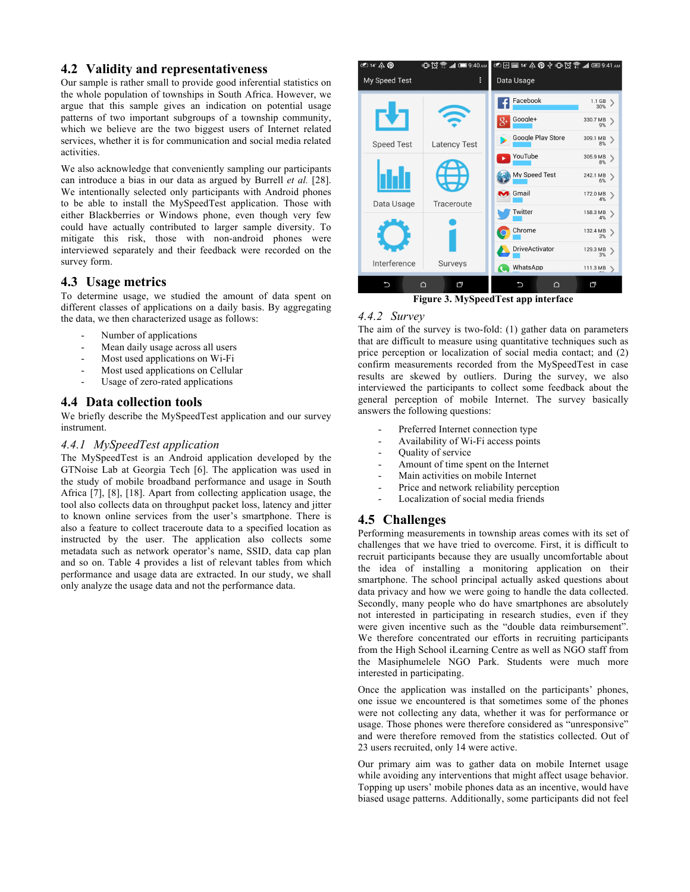## 4.2 Validity and representativeness

Our sample is rather small to provide good inferential statistics on the whole population of townships in South Africa. However, we argue that this sample gives an indication on potential usage patterns of two important subgroups of a township community, which we believe are the two biggest users of Internet related services, whether it is for communication and social media related activities.

We also acknowledge that conveniently sampling our participants can introduce a bias in our data as argued by Burrell *et al.* [28]. We intentionally selected only participants with Android phones to be able to install the MySpeedTest application. Those with either Blackberries or Windows phone, even though very few could have actually contributed to larger sample diversity. To mitigate this risk, those with non-android phones were interviewed separately and their feedback were recorded on the survey form.

## 4.3 Usage metrics

To determine usage, we studied the amount of data spent on different classes of applications on a daily basis. By aggregating the data, we then characterized usage as follows:

- Number of applications
- Mean daily usage across all users
- Most used applications on Wi-Fi
- Most used applications on Cellular
- Usage of zero-rated applications

## 4.4 Data collection tools

We briefly describe the MySpeedTest application and our survey instrument.

### *4.4.1 MySpeedTest application*

The MySpeedTest is an Android application developed by the GTNoise Lab at Georgia Tech [6]. The application was used in the study of mobile broadband performance and usage in South Africa [7], [8], [18]. Apart from collecting application usage, the tool also collects data on throughput packet loss, latency and jitter to known online services from the user's smartphone. There is also a feature to collect traceroute data to a specified location as instructed by the user. The application also collects some metadata such as network operator's name, SSID, data cap plan and so on. Table 4 provides a list of relevant tables from which performance and usage data are extracted. In our study, we shall only analyze the usage data and not the performance data.

**Figure 3. MySpeedTest app interface**

### *4.4.2 Survey*

The aim of the survey is two-fold: (1) gather data on parameters that are difficult to measure using quantitative techniques such as price perception or localization of social media contact; and (2) confirm measurements recorded from the MySpeedTest in case results are skewed by outliers. During the survey, we also interviewed the participants to collect some feedback about the general perception of mobile Internet. The survey basically answers the following questions:

- Preferred Internet connection type
- Availability of Wi-Fi access points
- Quality of service
- Amount of time spent on the Internet
- Main activities on mobile Internet
- Price and network reliability perception
- Localization of social media friends

## 4.5 Challenges

Performing measurements in township areas comes with its set of challenges that we have tried to overcome. First, it is difficult to recruit participants because they are usually uncomfortable about the idea of installing a monitoring application on their smartphone. The school principal actually asked questions about data privacy and how we were going to handle the data collected. Secondly, many people who do have smartphones are absolutely not interested in participating in research studies, even if they were given incentive such as the "double data reimbursement". We therefore concentrated our efforts in recruiting participants from the High School iLearning Centre as well as NGO staff from the Masiphumelele NGO Park. Students were much more interested in participating.

Once the application was installed on the participants' phones, one issue we encountered is that sometimes some of the phones were not collecting any data, whether it was for performance or usage. Those phones were therefore considered as "unresponsive" and were therefore removed from the statistics collected. Out of 23 users recruited, only 14 were active.

Our primary aim was to gather data on mobile Internet usage while avoiding any interventions that might affect usage behavior. Topping up users' mobile phones data as an incentive, would have biased usage patterns. Additionally, some participants did not feel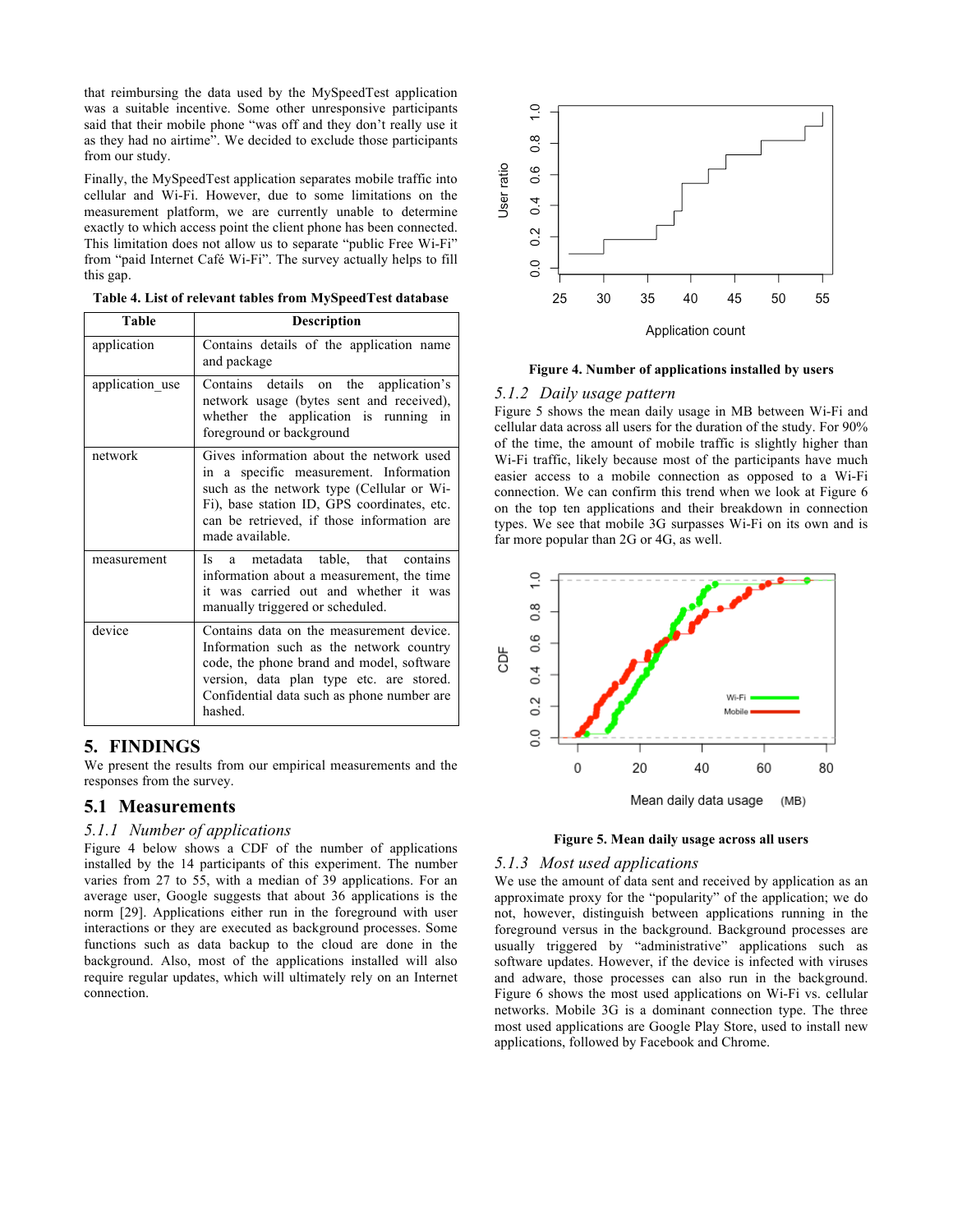that reimbursing the data used by the MySpeedTest application was a suitable incentive. Some other unresponsive participants said that their mobile phone "was off and they don't really use it as they had no airtime". We decided to exclude those participants from our study.

Finally, the MySpeedTest application separates mobile traffic into cellular and Wi-Fi. However, due to some limitations on the measurement platform, we are currently unable to determine exactly to which access point the client phone has been connected. This limitation does not allow us to separate "public Free Wi-Fi" from "paid Internet Café Wi-Fi". The survey actually helps to fill this gap.

**Table 4. List of relevant tables from MySpeedTest database**

| Table | Description |
|---|---|
| application | Contains details of the application name and package |
| application_use | Contains details on the application's network usage (bytes sent and received), whether the application is running in foreground or background |
| network | Gives information about the network used in a specific measurement. Information such as the network type (Cellular or Wi-Fi), base station ID, GPS coordinates, etc. can be retrieved, if those information are made available. |
| measurement | Is a metadata table, that contains information about a measurement, the time it was carried out and whether it was manually triggered or scheduled. |
| device | Contains data on the measurement device. Information such as the network country code, the phone brand and model, software version, data plan type etc. are stored. Confidential data such as phone number are hashed. |

## 5. FINDINGS

We present the results from our empirical measurements and the responses from the survey.

### 5.1 Measurements

#### *5.1.1 Number of applications*

Figure 4 below shows a CDF of the number of applications installed by the 14 participants of this experiment. The number varies from 27 to 55, with a median of 39 applications. For an average user, Google suggests that about 36 applications is the norm [29]. Applications either run in the foreground with user interactions or they are executed as background processes. Some functions such as data backup to the cloud are done in the background. Also, most of the applications installed will also require regular updates, which will ultimately rely on an Internet connection.

**Figure 4. Number of applications installed by users**

#### *5.1.2 Daily usage pattern*

Figure 5 shows the mean daily usage in MB between Wi-Fi and cellular data across all users for the duration of the study. For 90% of the time, the amount of mobile traffic is slightly higher than Wi-Fi traffic, likely because most of the participants have much easier access to a mobile connection as opposed to a Wi-Fi connection. We can confirm this trend when we look at Figure 6 on the top ten applications and their breakdown in connection types. We see that mobile 3G surpasses Wi-Fi on its own and is far more popular than 2G or 4G, as well.

**Figure 5. Mean daily usage across all users**

#### *5.1.3 Most used applications*

We use the amount of data sent and received by application as an approximate proxy for the "popularity" of the application; we do not, however, distinguish between applications running in the foreground versus in the background. Background processes are usually triggered by "administrative" applications such as software updates. However, if the device is infected with viruses and adware, those processes can also run in the background. Figure 6 shows the most used applications on Wi-Fi vs. cellular networks. Mobile 3G is a dominant connection type. The three most used applications are Google Play Store, used to install new applications, followed by Facebook and Chrome.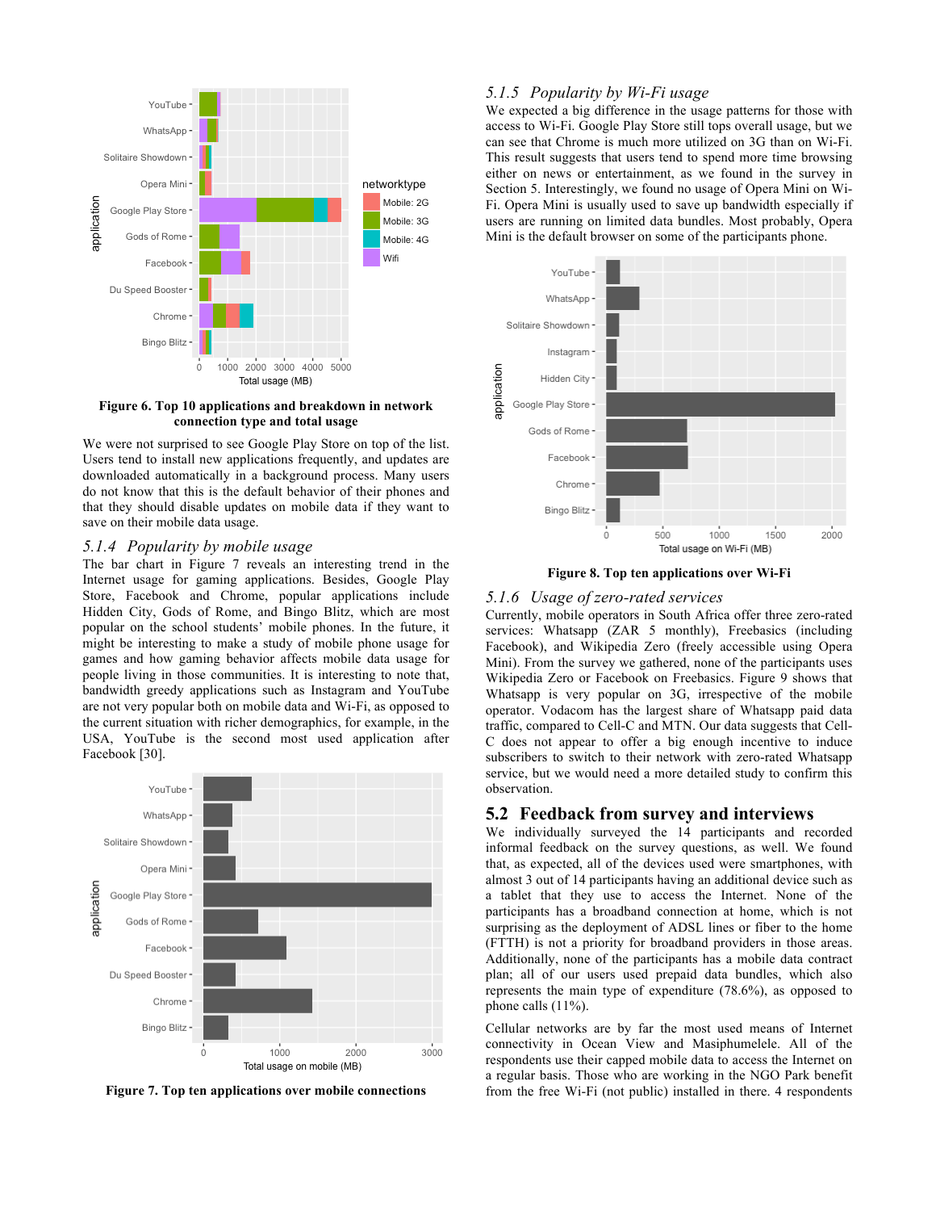**Figure 6. Top 10 applications and breakdown in network connection type and total usage**

We were not surprised to see Google Play Store on top of the list. Users tend to install new applications frequently, and updates are downloaded automatically in a background process. Many users do not know that this is the default behavior of their phones and that they should disable updates on mobile data if they want to save on their mobile data usage.

### 5.1.4 Popularity by mobile usage

The bar chart in Figure 7 reveals an interesting trend in the Internet usage for gaming applications. Besides, Google Play Store, Facebook and Chrome, popular applications include Hidden City, Gods of Rome, and Bingo Blitz, which are most popular on the school students' mobile phones. In the future, it might be interesting to make a study of mobile phone usage for games and how gaming behavior affects mobile data usage for people living in those communities. It is interesting to note that, bandwidth greedy applications such as Instagram and YouTube are not very popular both on mobile data and Wi-Fi, as opposed to the current situation with richer demographics, for example, in the USA, YouTube is the second most used application after Facebook [30].

**Figure 7. Top ten applications over mobile connections**

### 5.1.5 Popularity by Wi-Fi usage

We expected a big difference in the usage patterns for those with access to Wi-Fi. Google Play Store still tops overall usage, but we can see that Chrome is much more utilized on 3G than on Wi-Fi. This result suggests that users tend to spend more time browsing either on news or entertainment, as we found in the survey in Section 5. Interestingly, we found no usage of Opera Mini on Wi-Fi. Opera Mini is usually used to save up bandwidth especially if users are running on limited data bundles. Most probably, Opera Mini is the default browser on some of the participants phone.

**Figure 8. Top ten applications over Wi-Fi**

### 5.1.6 Usage of zero-rated services

Currently, mobile operators in South Africa offer three zero-rated services: Whatsapp (ZAR 5 monthly), Freebasics (including Facebook), and Wikipedia Zero (freely accessible using Opera Mini). From the survey we gathered, none of the participants uses Wikipedia Zero or Facebook on Freebasics. Figure 9 shows that Whatsapp is very popular on 3G, irrespective of the mobile operator. Vodacom has the largest share of Whatsapp paid data traffic, compared to Cell-C and MTN. Our data suggests that Cell-C does not appear to offer a big enough incentive to induce subscribers to switch to their network with zero-rated Whatsapp service, but we would need a more detailed study to confirm this observation.

## 5.2 Feedback from survey and interviews

We individually surveyed the 14 participants and recorded informal feedback on the survey questions, as well. We found that, as expected, all of the devices used were smartphones, with almost 3 out of 14 participants having an additional device such as a tablet that they use to access the Internet. None of the participants has a broadband connection at home, which is not surprising as the deployment of ADSL lines or fiber to the home (FTTH) is not a priority for broadband providers in those areas. Additionally, none of the participants has a mobile data contract plan; all of our users used prepaid data bundles, which also represents the main type of expenditure (78.6%), as opposed to phone calls (11%).

Cellular networks are by far the most used means of Internet connectivity in Ocean View and Masiphumelele. All of the respondents use their capped mobile data to access the Internet on a regular basis. Those who are working in the NGO Park benefit from the free Wi-Fi (not public) installed in there. 4 respondents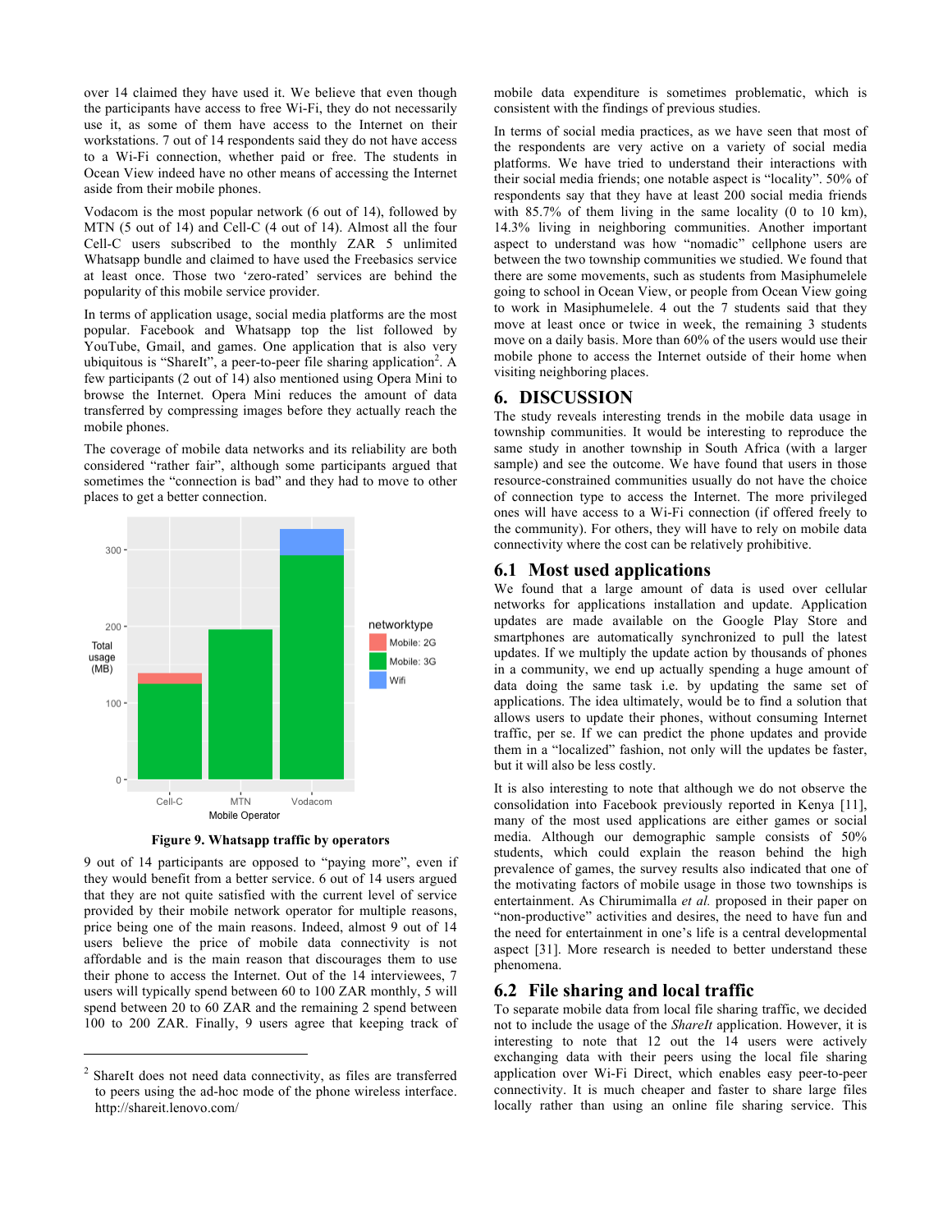over 14 claimed they have used it. We believe that even though the participants have access to free Wi-Fi, they do not necessarily use it, as some of them have access to the Internet on their workstations. 7 out of 14 respondents said they do not have access to a Wi-Fi connection, whether paid or free. The students in Ocean View indeed have no other means of accessing the Internet aside from their mobile phones.

Vodacom is the most popular network (6 out of 14), followed by MTN (5 out of 14) and Cell-C (4 out of 14). Almost all the four Cell-C users subscribed to the monthly ZAR 5 unlimited Whatsapp bundle and claimed to have used the Freebasics service at least once. Those two 'zero-rated' services are behind the popularity of this mobile service provider.

In terms of application usage, social media platforms are the most popular. Facebook and Whatsapp top the list followed by YouTube, Gmail, and games. One application that is also very ubiquitous is "ShareIt", a peer-to-peer file sharing application[2]. A few participants (2 out of 14) also mentioned using Opera Mini to browse the Internet. Opera Mini reduces the amount of data transferred by compressing images before they actually reach the mobile phones.

The coverage of mobile data networks and its reliability are both considered "rather fair", although some participants argued that sometimes the "connection is bad" and they had to move to other places to get a better connection.

**Figure 9. Whatsapp traffic by operators**

9 out of 14 participants are opposed to "paying more", even if they would benefit from a better service. 6 out of 14 users argued that they are not quite satisfied with the current level of service provided by their mobile network operator for multiple reasons, price being one of the main reasons. Indeed, almost 9 out of 14 users believe the price of mobile data connectivity is not affordable and is the main reason that discourages them to use their phone to access the Internet. Out of the 14 interviewees, 7 users will typically spend between 60 to 100 ZAR monthly, 5 will spend between 20 to 60 ZAR and the remaining 2 spend between 100 to 200 ZAR. Finally, 9 users agree that keeping track of mobile data expenditure is sometimes problematic, which is consistent with the findings of previous studies.

In terms of social media practices, as we have seen that most of the respondents are very active on a variety of social media platforms. We have tried to understand their interactions with their social media friends; one notable aspect is "locality". 50% of respondents say that they have at least 200 social media friends with 85.7% of them living in the same locality (0 to 10 km), 14.3% living in neighboring communities. Another important aspect to understand was how "nomadic" cellphone users are between the two township communities we studied. We found that there are some movements, such as students from Masiphumelele going to school in Ocean View, or people from Ocean View going to work in Masiphumelele. 4 out the 7 students said that they move at least once or twice in week, the remaining 3 students move on a daily basis. More than 60% of the users would use their mobile phone to access the Internet outside of their home when visiting neighboring places.

# 6. DISCUSSION

The study reveals interesting trends in the mobile data usage in township communities. It would be interesting to reproduce the same study in another township in South Africa (with a larger sample) and see the outcome. We have found that users in those resource-constrained communities usually do not have the choice of connection type to access the Internet. The more privileged ones will have access to a Wi-Fi connection (if offered freely to the community). For others, they will have to rely on mobile data connectivity where the cost can be relatively prohibitive.

## 6.1 Most used applications

We found that a large amount of data is used over cellular networks for applications installation and update. Application updates are made available on the Google Play Store and smartphones are automatically synchronized to pull the latest updates. If we multiply the update action by thousands of phones in a community, we end up actually spending a huge amount of data doing the same task i.e. by updating the same set of applications. The idea ultimately, would be to find a solution that allows users to update their phones, without consuming Internet traffic, per se. If we can predict the phone updates and provide them in a "localized" fashion, not only will the updates be faster, but it will also be less costly.

It is also interesting to note that although we do not observe the consolidation into Facebook previously reported in Kenya [11], many of the most used applications are either games or social media. Although our demographic sample consists of 50% students, which could explain the reason behind the high prevalence of games, the survey results also indicated that one of the motivating factors of mobile usage in those two townships is entertainment. As Chirumimalla *et al.* proposed in their paper on "non-productive" activities and desires, the need to have fun and the need for entertainment in one's life is a central developmental aspect [31]. More research is needed to better understand these phenomena.

## 6.2 File sharing and local traffic

To separate mobile data from local file sharing traffic, we decided not to include the usage of the *ShareIt* application. However, it is interesting to note that 12 out the 14 users were actively exchanging data with their peers using the local file sharing application over Wi-Fi Direct, which enables easy peer-to-peer connectivity. It is much cheaper and faster to share large files locally rather than using an online file sharing service. This

[2] ShareIt does not need data connectivity, as files are transferred to peers using the ad-hoc mode of the phone wireless interface. http://shareit.lenovo.com/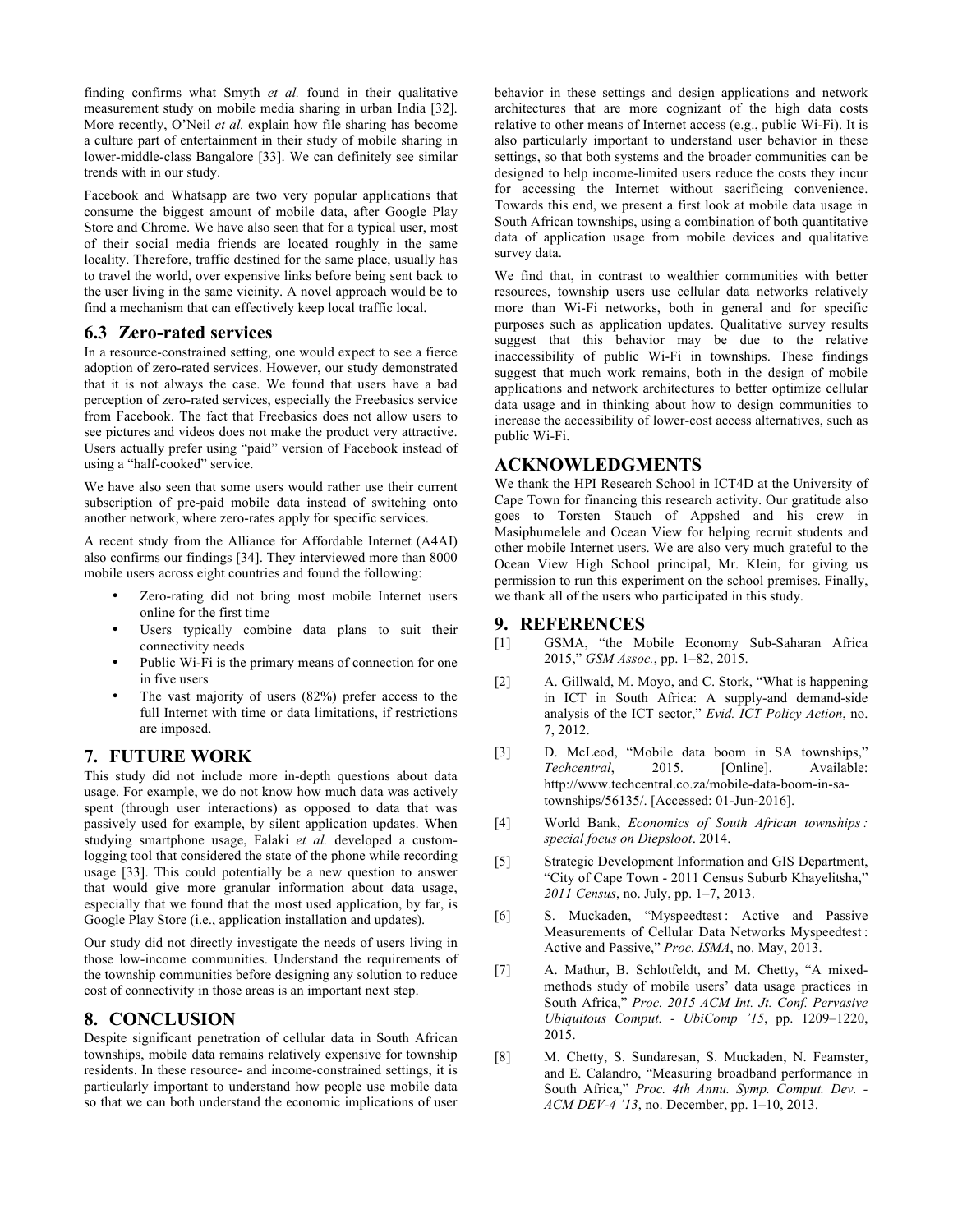finding confirms what Smyth *et al.* found in their qualitative measurement study on mobile media sharing in urban India [32]. More recently, O'Neil *et al.* explain how file sharing has become a culture part of entertainment in their study of mobile sharing in lower-middle-class Bangalore [33]. We can definitely see similar trends with in our study.

Facebook and Whatsapp are two very popular applications that consume the biggest amount of mobile data, after Google Play Store and Chrome. We have also seen that for a typical user, most of their social media friends are located roughly in the same locality. Therefore, traffic destined for the same place, usually has to travel the world, over expensive links before being sent back to the user living in the same vicinity. A novel approach would be to find a mechanism that can effectively keep local traffic local.

## 6.3 Zero-rated services

In a resource-constrained setting, one would expect to see a fierce adoption of zero-rated services. However, our study demonstrated that it is not always the case. We found that users have a bad perception of zero-rated services, especially the Freebasics service from Facebook. The fact that Freebasics does not allow users to see pictures and videos does not make the product very attractive. Users actually prefer using "paid" version of Facebook instead of using a "half-cooked" service.

We have also seen that some users would rather use their current subscription of pre-paid mobile data instead of switching onto another network, where zero-rates apply for specific services.

A recent study from the Alliance for Affordable Internet (A4AI) also confirms our findings [34]. They interviewed more than 8000 mobile users across eight countries and found the following:

- Zero-rating did not bring most mobile Internet users online for the first time
- Users typically combine data plans to suit their connectivity needs
- Public Wi-Fi is the primary means of connection for one in five users
- The vast majority of users (82%) prefer access to the full Internet with time or data limitations, if restrictions are imposed.

# 7. FUTURE WORK

This study did not include more in-depth questions about data usage. For example, we do not know how much data was actively spent (through user interactions) as opposed to data that was passively used for example, by silent application updates. When studying smartphone usage, Falaki *et al.* developed a custom-logging tool that considered the state of the phone while recording usage [33]. This could potentially be a new question to answer that would give more granular information about data usage, especially that we found that the most used application, by far, is Google Play Store (i.e., application installation and updates).

Our study did not directly investigate the needs of users living in those low-income communities. Understand the requirements of the township communities before designing any solution to reduce cost of connectivity in those areas is an important next step.

# 8. CONCLUSION

Despite significant penetration of cellular data in South African townships, mobile data remains relatively expensive for township residents. In these resource- and income-constrained settings, it is particularly important to understand how people use mobile data so that we can both understand the economic implications of user behavior in these settings and design applications and network architectures that are more cognizant of the high data costs relative to other means of Internet access (e.g., public Wi-Fi). It is also particularly important to understand user behavior in these settings, so that both systems and the broader communities can be designed to help income-limited users reduce the costs they incur for accessing the Internet without sacrificing convenience. Towards this end, we present a first look at mobile data usage in South African townships, using a combination of both quantitative data of application usage from mobile devices and qualitative survey data.

We find that, in contrast to wealthier communities with better resources, township users use cellular data networks relatively more than Wi-Fi networks, both in general and for specific purposes such as application updates. Qualitative survey results suggest that this behavior may be due to the relative inaccessibility of public Wi-Fi in townships. These findings suggest that much work remains, both in the design of mobile applications and network architectures to better optimize cellular data usage and in thinking about how to design communities to increase the accessibility of lower-cost access alternatives, such as public Wi-Fi.

# ACKNOWLEDGMENTS

We thank the HPI Research School in ICT4D at the University of Cape Town for financing this research activity. Our gratitude also goes to Torsten Stauch of Appshed and his crew in Masiphumelele and Ocean View for helping recruit students and other mobile Internet users. We are also very much grateful to the Ocean View High School principal, Mr. Klein, for giving us permission to run this experiment on the school premises. Finally, we thank all of the users who participated in this study.

# 9. REFERENCES

[1] GSMA, "the Mobile Economy Sub-Saharan Africa 2015," *GSM Assoc.*, pp. 1–82, 2015.

[2] A. Gillwald, M. Moyo, and C. Stork, "What is happening in ICT in South Africa: A supply-and demand-side analysis of the ICT sector," *Evid. ICT Policy Action*, no. 7, 2012.

[3] D. McLeod, "Mobile data boom in SA townships," *Techcentral*, 2015. [Online]. Available: http://www.techcentral.co.za/mobile-data-boom-in-sa-townships/56135/. [Accessed: 01-Jun-2016].

[4] World Bank, *Economics of South African townships : special focus on Diepsloot*. 2014.

[5] Strategic Development Information and GIS Department, "City of Cape Town - 2011 Census Suburb Khayelitsha," *2011 Census*, no. July, pp. 1–7, 2013.

[6] S. Muckaden, "Myspeedtest : Active and Passive Measurements of Cellular Data Networks Myspeedtest : Active and Passive," *Proc. ISMA*, no. May, 2013.

[7] A. Mathur, B. Schlotfeldt, and M. Chetty, "A mixed-methods study of mobile users' data usage practices in South Africa," *Proc. 2015 ACM Int. Jt. Conf. Pervasive Ubiquitous Comput. - UbiComp '15*, pp. 1209–1220, 2015.

[8] M. Chetty, S. Sundaresan, S. Muckaden, N. Feamster, and E. Calandro, "Measuring broadband performance in South Africa," *Proc. 4th Annu. Symp. Comput. Dev. - ACM DEV-4 '13*, no. December, pp. 1–10, 2013.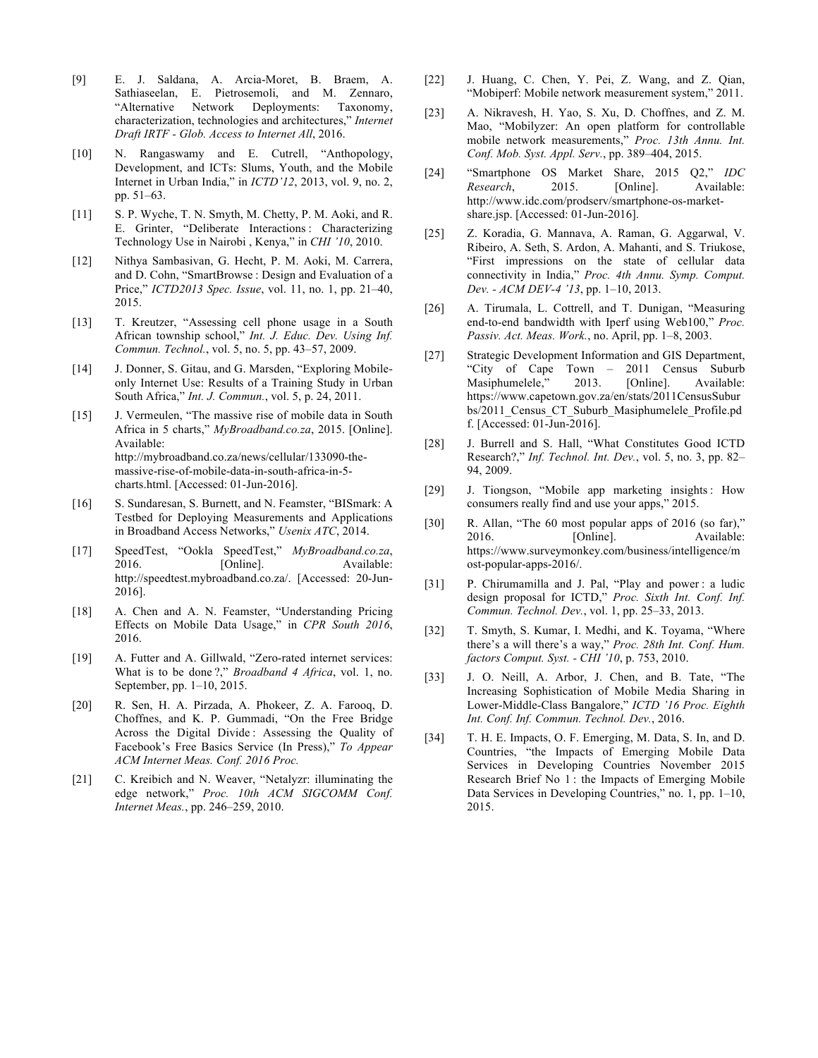[9] E. J. Saldana, A. Arcia-Moret, B. Braem, A. Sathiaseelan, E. Pietrosemoli, and M. Zennaro, "Alternative Network Deployments: Taxonomy, characterization, technologies and architectures," *Internet Draft IRTF - Glob. Access to Internet All*, 2016.

[10] N. Rangaswamy and E. Cutrell, "Anthopology, Development, and ICTs: Slums, Youth, and the Mobile Internet in Urban India," in *ICTD'12*, 2013, vol. 9, no. 2, pp. 51–63.

[11] S. P. Wyche, T. N. Smyth, M. Chetty, P. M. Aoki, and R. E. Grinter, "Deliberate Interactions : Characterizing Technology Use in Nairobi , Kenya," in *CHI '10*, 2010.

[12] Nithya Sambasivan, G. Hecht, P. M. Aoki, M. Carrera, and D. Cohn, "SmartBrowse : Design and Evaluation of a Price," *ICTD2013 Spec. Issue*, vol. 11, no. 1, pp. 21–40, 2015.

[13] T. Kreutzer, "Assessing cell phone usage in a South African township school," *Int. J. Educ. Dev. Using Inf. Commun. Technol.*, vol. 5, no. 5, pp. 43–57, 2009.

[14] J. Donner, S. Gitau, and G. Marsden, "Exploring Mobile-only Internet Use: Results of a Training Study in Urban South Africa," *Int. J. Commun.*, vol. 5, p. 24, 2011.

[15] J. Vermeulen, "The massive rise of mobile data in South Africa in 5 charts," *MyBroadband.co.za*, 2015. [Online]. Available: http://mybroadband.co.za/news/cellular/133090-the-massive-rise-of-mobile-data-in-south-africa-in-5-charts.html. [Accessed: 01-Jun-2016].

[16] S. Sundaresan, S. Burnett, and N. Feamster, "BISmark: A Testbed for Deploying Measurements and Applications in Broadband Access Networks," *Usenix ATC*, 2014.

[17] SpeedTest, "Ookla SpeedTest," *MyBroadband.co.za*, 2016. [Online]. Available: http://speedtest.mybroadband.co.za/. [Accessed: 20-Jun-2016].

[18] A. Chen and A. N. Feamster, "Understanding Pricing Effects on Mobile Data Usage," in *CPR South 2016*, 2016.

[19] A. Futter and A. Gillwald, "Zero-rated internet services: What is to be done ?," *Broadband 4 Africa*, vol. 1, no. September, pp. 1–10, 2015.

[20] R. Sen, H. A. Pirzada, A. Phokeer, Z. A. Farooq, D. Choffnes, and K. P. Gummadi, "On the Free Bridge Across the Digital Divide : Assessing the Quality of Facebook's Free Basics Service (In Press)," *To Appear ACM Internet Meas. Conf. 2016 Proc.*

[21] C. Kreibich and N. Weaver, "Netalyzr: illuminating the edge network," *Proc. 10th ACM SIGCOMM Conf. Internet Meas.*, pp. 246–259, 2010.

[22] J. Huang, C. Chen, Y. Pei, Z. Wang, and Z. Qian, "Mobiperf: Mobile network measurement system," 2011.

[23] A. Nikravesh, H. Yao, S. Xu, D. Choffnes, and Z. M. Mao, "Mobilyzer: An open platform for controllable mobile network measurements," *Proc. 13th Annu. Int. Conf. Mob. Syst. Appl. Serv.*, pp. 389–404, 2015.

[24] "Smartphone OS Market Share, 2015 Q2," *IDC Research*, 2015. [Online]. Available: http://www.idc.com/prodserv/smartphone-os-market-share.jsp. [Accessed: 01-Jun-2016].

[25] Z. Koradia, G. Mannava, A. Raman, G. Aggarwal, V. Ribeiro, A. Seth, S. Ardon, A. Mahanti, and S. Triukose, "First impressions on the state of cellular data connectivity in India," *Proc. 4th Annu. Symp. Comput. Dev. - ACM DEV-4 '13*, pp. 1–10, 2013.

[26] A. Tirumala, L. Cottrell, and T. Dunigan, "Measuring end-to-end bandwidth with Iperf using Web100," *Proc. Passiv. Act. Meas. Work.*, no. April, pp. 1–8, 2003.

[27] Strategic Development Information and GIS Department, "City of Cape Town – 2011 Census Suburb Masiphumelele," 2013. [Online]. Available: https://www.capetown.gov.za/en/stats/2011CensusSuburbs/2011_Census_CT_Suburb_Masiphumelele_Profile.pdf. [Accessed: 01-Jun-2016].

[28] J. Burrell and S. Hall, "What Constitutes Good ICTD Research?," *Inf. Technol. Int. Dev.*, vol. 5, no. 3, pp. 82–94, 2009.

[29] J. Tiongson, "Mobile app marketing insights : How consumers really find and use your apps," 2015.

[30] R. Allan, "The 60 most popular apps of 2016 (so far)," 2016. [Online]. Available: https://www.surveymonkey.com/business/intelligence/most-popular-apps-2016/.

[31] P. Chirumamilla and J. Pal, "Play and power : a ludic design proposal for ICTD," *Proc. Sixth Int. Conf. Inf. Commun. Technol. Dev.*, vol. 1, pp. 25–33, 2013.

[32] T. Smyth, S. Kumar, I. Medhi, and K. Toyama, "Where there's a will there's a way," *Proc. 28th Int. Conf. Hum. factors Comput. Syst. - CHI '10*, p. 753, 2010.

[33] J. O. Neill, A. Arbor, J. Chen, and B. Tate, "The Increasing Sophistication of Mobile Media Sharing in Lower-Middle-Class Bangalore," *ICTD '16 Proc. Eighth Int. Conf. Inf. Commun. Technol. Dev.*, 2016.

[34] T. H. E. Impacts, O. F. Emerging, M. Data, S. In, and D. Countries, "the Impacts of Emerging Mobile Data Services in Developing Countries November 2015 Research Brief No 1 : the Impacts of Emerging Mobile Data Services in Developing Countries," no. 1, pp. 1–10, 2015.